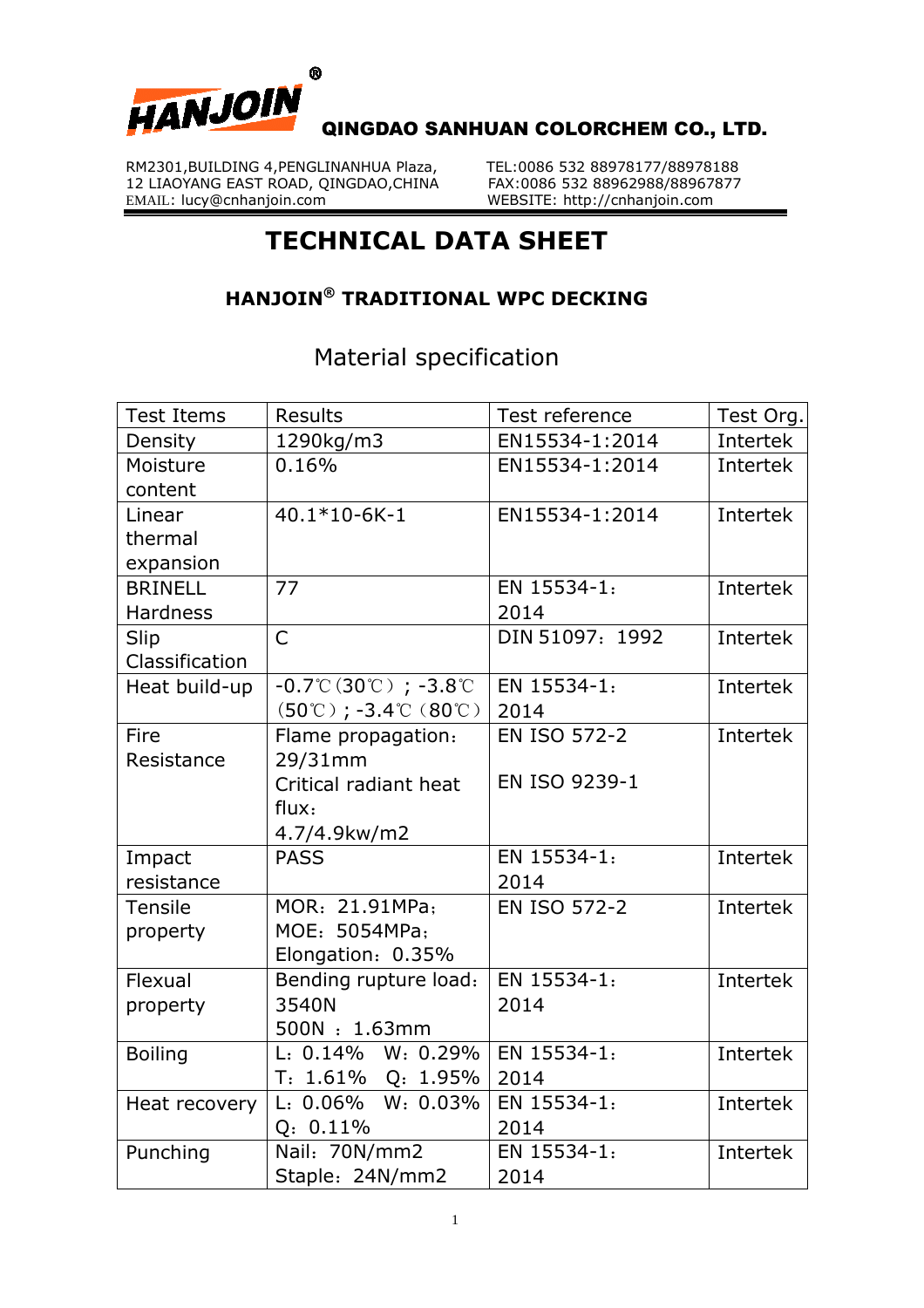HANJOIN®

**QINGDAO SANHUAN COLORCHEM CO., LTD.**

RM2301,BUILDING 4,PENGLINANHUA Plaza,
12 LIAOYANG EAST ROAD, QINGDAO,CHINA
EMAIL: lucy@cnhanjoin.com

TEL:0086 532 88978177/88978188
FAX:0086 532 88962988/88967877
WEBSITE: http://cnhanjoin.com

# TECHNICAL DATA SHEET

## HANJOIN® TRADITIONAL WPC DECKING

### Material specification

| Test Items | Results | Test reference | Test Org. |
|---|---|---|---|
| Density | 1290kg/m3 | EN15534-1:2014 | Intertek |
| Moisture content | 0.16% | EN15534-1:2014 | Intertek |
| Linear thermal expansion | 40.1*10-6K-1 | EN15534-1:2014 | Intertek |
| BRINELL Hardness | 77 | EN 15534-1：2014 | Intertek |
| Slip Classification | C | DIN 51097：1992 | Intertek |
| Heat build-up | -0.7℃(30℃)；-3.8℃(50℃)；-3.4℃(80℃) | EN 15534-1：2014 | Intertek |
| Fire Resistance | Flame propagation：29/31mm<br>Critical radiant heat flux：4.7/4.9kw/m2 | EN ISO 572-2<br>EN ISO 9239-1 | Intertek |
| Impact resistance | PASS | EN 15534-1：2014 | Intertek |
| Tensile property | MOR：21.91MPa；<br>MOE：5054MPa；<br>Elongation：0.35% | EN ISO 572-2 | Intertek |
| Flexual property | Bending rupture load：3540N<br>500N ：1.63mm | EN 15534-1：2014 | Intertek |
| Boiling | L：0.14%  W：0.29%<br>T：1.61%  Q：1.95% | EN 15534-1：2014 | Intertek |
| Heat recovery | L：0.06%  W：0.03%<br>Q：0.11% | EN 15534-1：2014 | Intertek |
| Punching | Nail：70N/mm2<br>Staple：24N/mm2 | EN 15534-1：2014 | Intertek |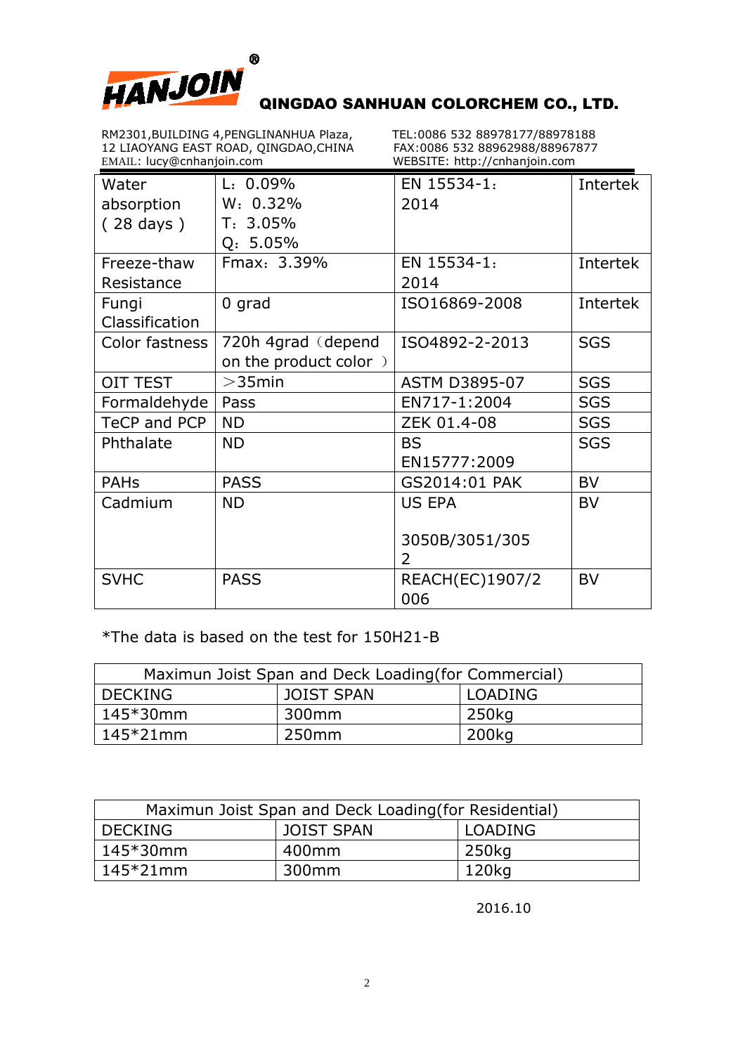HANJOIN®

**QINGDAO SANHUAN COLORCHEM CO., LTD.**

RM2301,BUILDING 4,PENGLINANHUA Plaza,
12 LIAOYANG EAST ROAD, QINGDAO,CHINA
EMAIL: lucy@cnhanjoin.com

TEL:0086 532 88978177/88978188
FAX:0086 532 88962988/88967877
WEBSITE: http://cnhanjoin.com

| | | | |
|---|---|---|---|
| Water absorption ( 28 days ) | L：0.09%<br>W：0.32%<br>T：3.05%<br>Q：5.05% | EN 15534-1：2014 | Intertek |
| Freeze-thaw Resistance | Fmax：3.39% | EN 15534-1：2014 | Intertek |
| Fungi Classification | 0 grad | ISO16869-2008 | Intertek |
| Color fastness | 720h 4grad（depend on the product color ） | ISO4892-2-2013 | SGS |
| OIT TEST | ＞35min | ASTM D3895-07 | SGS |
| Formaldehyde | Pass | EN717-1:2004 | SGS |
| TeCP and PCP | ND | ZEK 01.4-08 | SGS |
| Phthalate | ND | BS EN15777:2009 | SGS |
| PAHs | PASS | GS2014:01 PAK | BV |
| Cadmium | ND | US EPA 3050B/3051/3052 | BV |
| SVHC | PASS | REACH(EC)1907/2006 | BV |

*The data is based on the test for 150H21-B

| Maximun Joist Span and Deck Loading(for Commercial) | | |
|---|---|---|
| DECKING | JOIST SPAN | LOADING |
| 145*30mm | 300mm | 250kg |
| 145*21mm | 250mm | 200kg |

| Maximun Joist Span and Deck Loading(for Residential) | | |
|---|---|---|
| DECKING | JOIST SPAN | LOADING |
| 145*30mm | 400mm | 250kg |
| 145*21mm | 300mm | 120kg |

2016.10